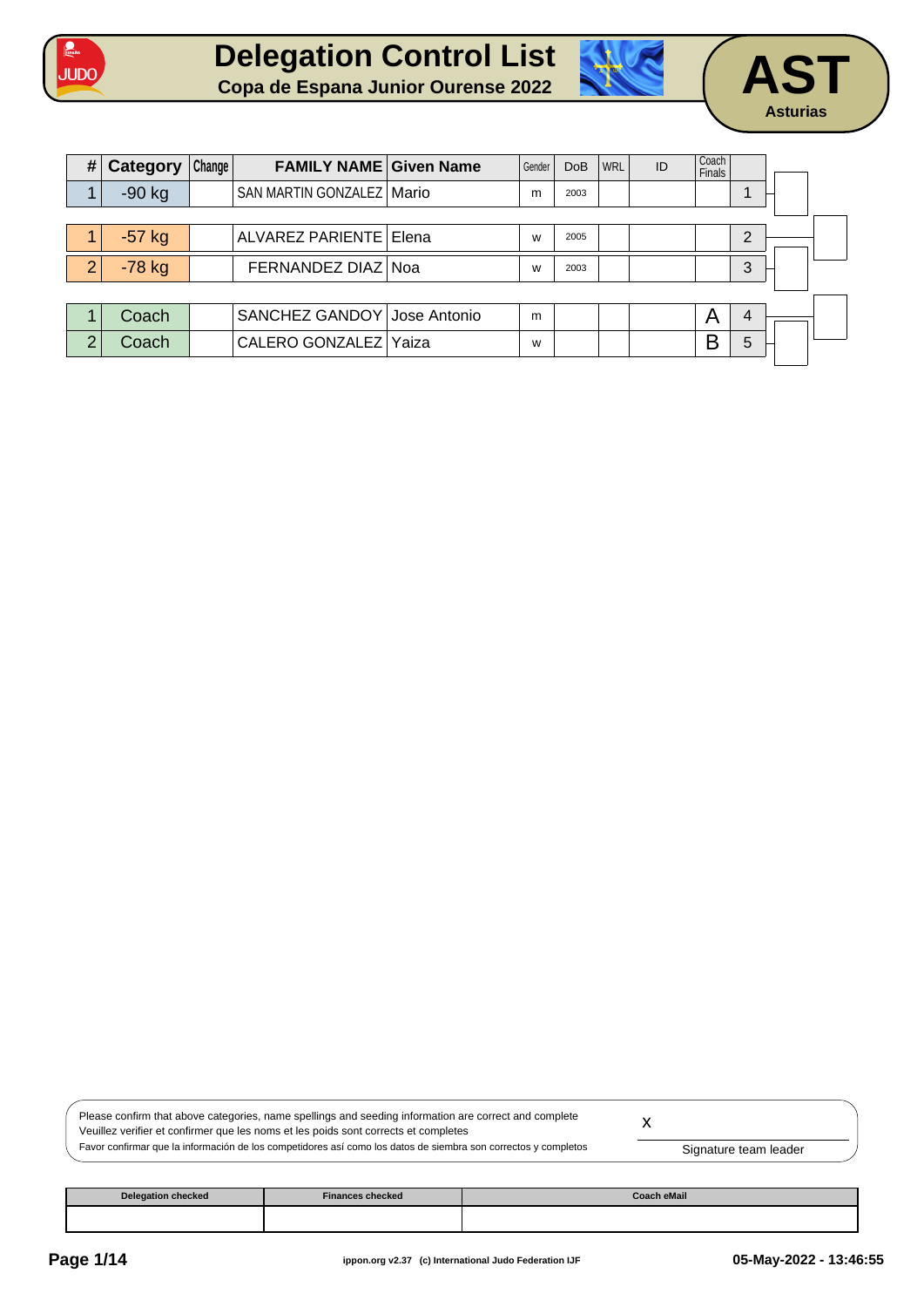# Delegation Control List

**Copa de Espana Junior Ourense 2022**

**AST**
**Asturias**

| # | Category | Change | FAMILY NAME | Given Name | Gender | DoB | WRL | ID | Coach Finals | |
|---|---|---|---|---|---|---|---|---|---|---|
| 1 | -90 kg | | SAN MARTIN GONZALEZ | Mario | m | 2003 | | | | 1 |
| 1 | -57 kg | | ALVAREZ PARIENTE | Elena | w | 2005 | | | | 2 |
| 2 | -78 kg | | FERNANDEZ DIAZ | Noa | w | 2003 | | | | 3 |
| 1 | Coach | | SANCHEZ GANDOY | Jose Antonio | m | | | | A | 4 |
| 2 | Coach | | CALERO GONZALEZ | Yaiza | w | | | | B | 5 |

Please confirm that above categories, name spellings and seeding information are correct and complete
Veuillez verifier et confirmer que les noms et les poids sont corrects et completes
Favor confirmar que la información de los competidores así como los datos de siembra son correctos y completos

x

Signature team leader

| Delegation checked | Finances checked | Coach eMail |
|---|---|---|
| | | |

ippon.org v2.37 (c) International Judo Federation IJF

05-May-2022 - 13:46:55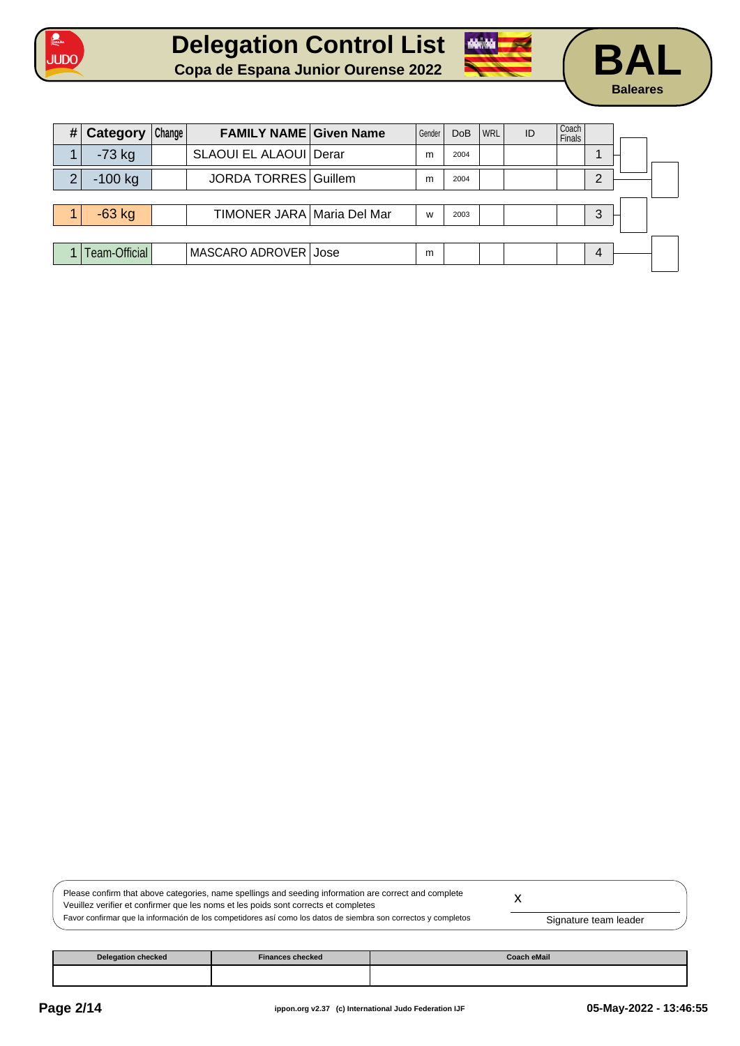# Delegation Control List

**Copa de Espana Junior Ourense 2022**

**BAL**

**Baleares**

| # | Category | Change | FAMILY NAME | Given Name | Gender | DoB | WRL | ID | Coach Finals | |
|---|---|---|---|---|---|---|---|---|---|---|
| 1 | -73 kg | | SLAOUI EL ALAOUI | Derar | m | 2004 | | | | 1 |
| 2 | -100 kg | | JORDA TORRES | Guillem | m | 2004 | | | | 2 |
| 1 | -63 kg | | TIMONER JARA | Maria Del Mar | w | 2003 | | | | 3 |
| 1 | Team-Official | | MASCARO ADROVER | Jose | m | | | | | 4 |

Please confirm that above categories, name spellings and seeding information are correct and complete
Veuillez verifier et confirmer que les noms et les poids sont corrects et completes
Favor confirmar que la información de los competidores así como los datos de siembra son correctos y completos

x

Signature team leader

| Delegation checked | Finances checked | Coach eMail |
|---|---|---|
| | | |

ippon.org v2.37 (c) International Judo Federation IJF

05-May-2022 - 13:46:55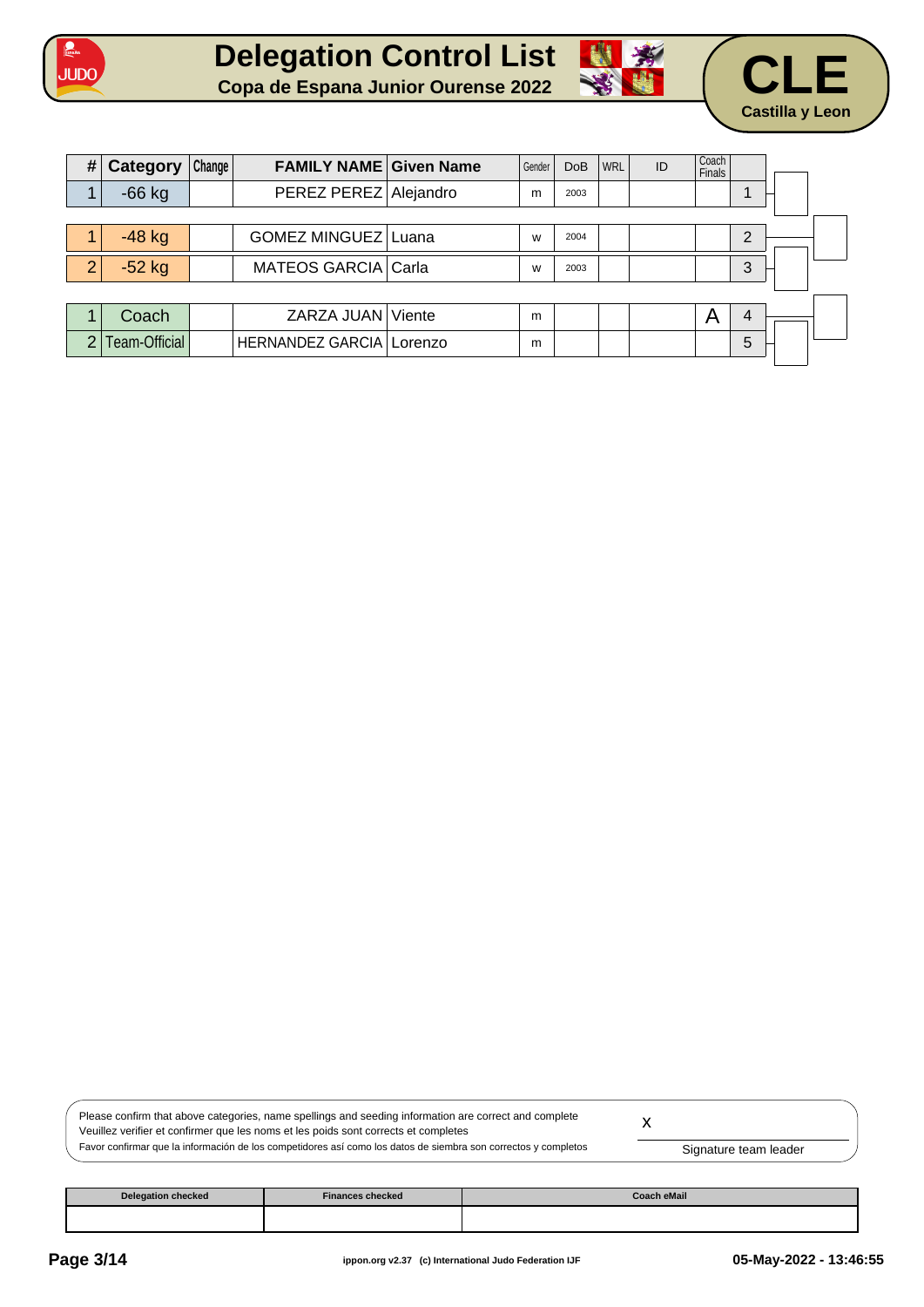# Delegation Control List

**Copa de Espana Junior Ourense 2022**

# CLE

**Castilla y Leon**

| # | Category | Change | FAMILY NAME | Given Name | Gender | DoB | WRL | ID | Coach Finals | |
|---|---|---|---|---|---|---|---|---|---|---|
| 1 | -66 kg | | PEREZ PEREZ | Alejandro | m | 2003 | | | | 1 |
| 1 | -48 kg | | GOMEZ MINGUEZ | Luana | w | 2004 | | | | 2 |
| 2 | -52 kg | | MATEOS GARCIA | Carla | w | 2003 | | | | 3 |
| 1 | Coach | | ZARZA JUAN | Viente | m | | | | A | 4 |
| 2 | Team-Official | | HERNANDEZ GARCIA | Lorenzo | m | | | | | 5 |

Please confirm that above categories, name spellings and seeding information are correct and complete
Veuillez verifier et confirmer que les noms et les poids sont corrects et completes
Favor confirmar que la información de los competidores así como los datos de siembra son correctos y completos

x

Signature team leader

| Delegation checked | Finances checked | Coach eMail |
|---|---|---|
| | | |

ippon.org v2.37 (c) International Judo Federation IJF

05-May-2022 - 13:46:55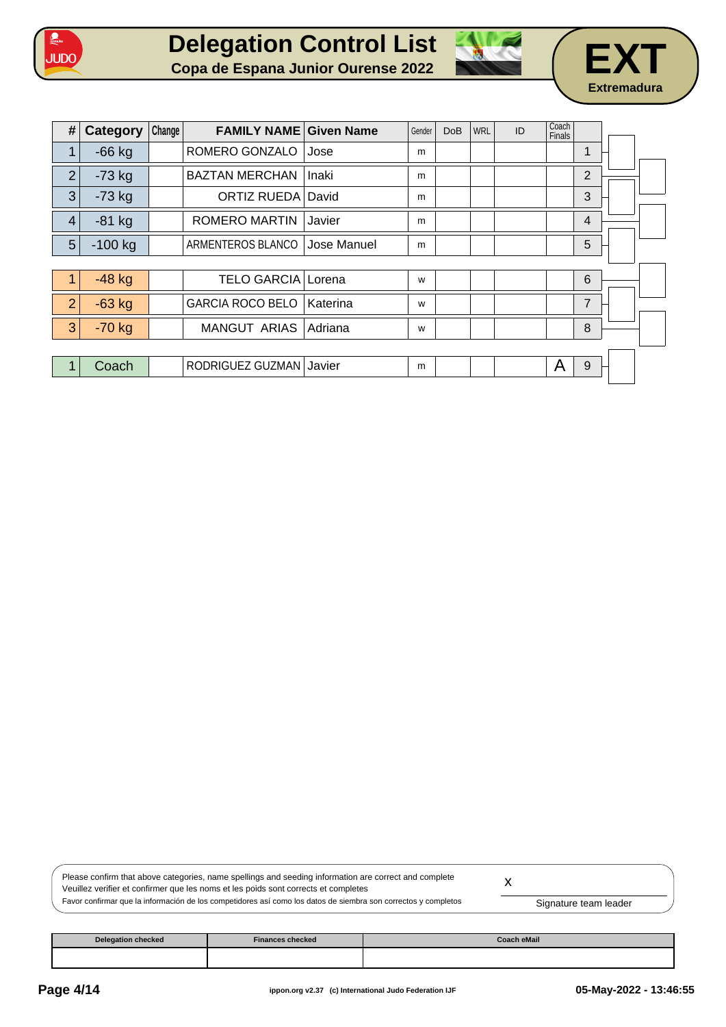# Delegation Control List

**Copa de Espana Junior Ourense 2022**

**EXT**
**Extremadura**

| # | Category | Change | FAMILY NAME | Given Name | Gender | DoB | WRL | ID | Coach Finals | |
|---|---|---|---|---|---|---|---|---|---|---|
| 1 | -66 kg | | ROMERO GONZALO | Jose | m | | | | | 1 |
| 2 | -73 kg | | BAZTAN MERCHAN | Inaki | m | | | | | 2 |
| 3 | -73 kg | | ORTIZ RUEDA | David | m | | | | | 3 |
| 4 | -81 kg | | ROMERO MARTIN | Javier | m | | | | | 4 |
| 5 | -100 kg | | ARMENTEROS BLANCO | Jose Manuel | m | | | | | 5 |
| 1 | -48 kg | | TELO GARCIA | Lorena | w | | | | | 6 |
| 2 | -63 kg | | GARCIA ROCO BELO | Katerina | w | | | | | 7 |
| 3 | -70 kg | | MANGUT ARIAS | Adriana | w | | | | | 8 |
| 1 | Coach | | RODRIGUEZ GUZMAN | Javier | m | | | | A | 9 |

Please confirm that above categories, name spellings and seeding information are correct and complete
Veuillez verifier et confirmer que les noms et les poids sont corrects et completes
Favor confirmar que la información de los competidores así como los datos de siembra son correctos y completos

x

Signature team leader

| Delegation checked | Finances checked | Coach eMail |
|---|---|---|
| | | |

ippon.org v2.37 (c) International Judo Federation IJF

05-May-2022 - 13:46:55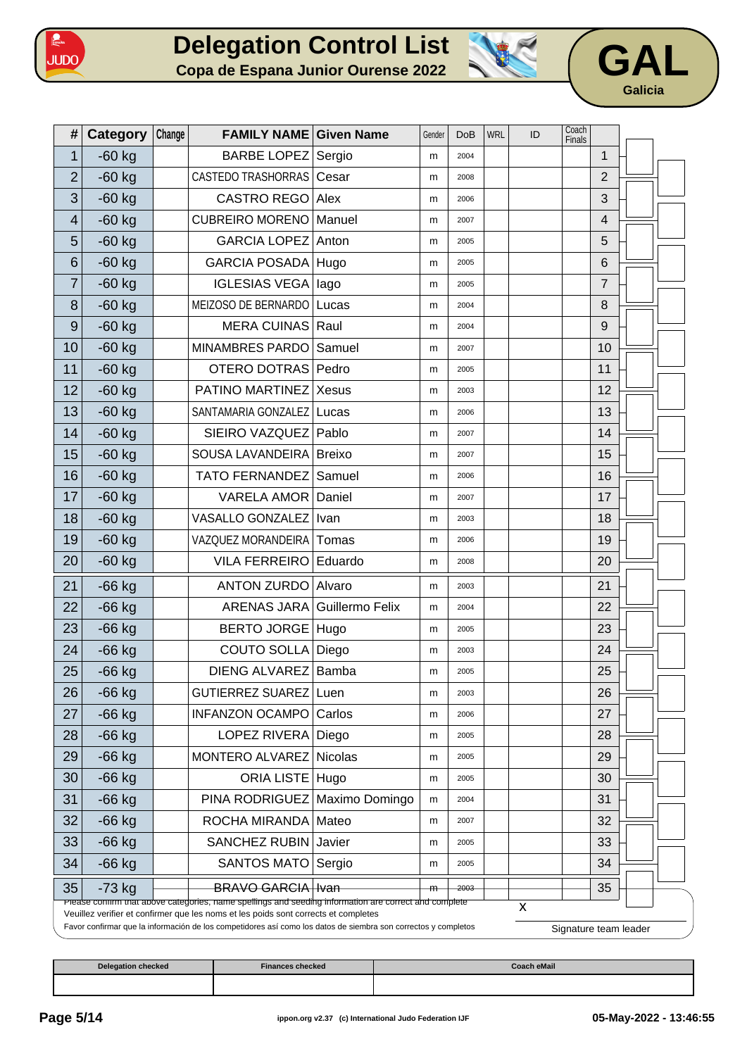# Delegation Control List

**Copa de Espana Junior Ourense 2022**

**GAL**
Galicia

| # | Category | Change | FAMILY NAME | Given Name | Gender | DoB | WRL | ID | Coach Finals | |
|---|---|---|---|---|---|---|---|---|---|---|
| 1 | -60 kg | | BARBE LOPEZ | Sergio | m | 2004 | | | | 1 |
| 2 | -60 kg | | CASTEDO TRASHORRAS | Cesar | m | 2008 | | | | 2 |
| 3 | -60 kg | | CASTRO REGO | Alex | m | 2006 | | | | 3 |
| 4 | -60 kg | | CUBREIRO MORENO | Manuel | m | 2007 | | | | 4 |
| 5 | -60 kg | | GARCIA LOPEZ | Anton | m | 2005 | | | | 5 |
| 6 | -60 kg | | GARCIA POSADA | Hugo | m | 2005 | | | | 6 |
| 7 | -60 kg | | IGLESIAS VEGA | Iago | m | 2005 | | | | 7 |
| 8 | -60 kg | | MEIZOSO DE BERNARDO | Lucas | m | 2004 | | | | 8 |
| 9 | -60 kg | | MERA CUINAS | Raul | m | 2004 | | | | 9 |
| 10 | -60 kg | | MINAMBRES PARDO | Samuel | m | 2007 | | | | 10 |
| 11 | -60 kg | | OTERO DOTRAS | Pedro | m | 2005 | | | | 11 |
| 12 | -60 kg | | PATINO MARTINEZ | Xesus | m | 2003 | | | | 12 |
| 13 | -60 kg | | SANTAMARIA GONZALEZ | Lucas | m | 2006 | | | | 13 |
| 14 | -60 kg | | SIEIRO VAZQUEZ | Pablo | m | 2007 | | | | 14 |
| 15 | -60 kg | | SOUSA LAVANDEIRA | Breixo | m | 2007 | | | | 15 |
| 16 | -60 kg | | TATO FERNANDEZ | Samuel | m | 2006 | | | | 16 |
| 17 | -60 kg | | VARELA AMOR | Daniel | m | 2007 | | | | 17 |
| 18 | -60 kg | | VASALLO GONZALEZ | Ivan | m | 2003 | | | | 18 |
| 19 | -60 kg | | VAZQUEZ MORANDEIRA | Tomas | m | 2006 | | | | 19 |
| 20 | -60 kg | | VILA FERREIRO | Eduardo | m | 2008 | | | | 20 |
| 21 | -66 kg | | ANTON ZURDO | Alvaro | m | 2003 | | | | 21 |
| 22 | -66 kg | | ARENAS JARA | Guillermo Felix | m | 2004 | | | | 22 |
| 23 | -66 kg | | BERTO JORGE | Hugo | m | 2005 | | | | 23 |
| 24 | -66 kg | | COUTO SOLLA | Diego | m | 2003 | | | | 24 |
| 25 | -66 kg | | DIENG ALVAREZ | Bamba | m | 2005 | | | | 25 |
| 26 | -66 kg | | GUTIERREZ SUAREZ | Luen | m | 2003 | | | | 26 |
| 27 | -66 kg | | INFANZON OCAMPO | Carlos | m | 2006 | | | | 27 |
| 28 | -66 kg | | LOPEZ RIVERA | Diego | m | 2005 | | | | 28 |
| 29 | -66 kg | | MONTERO ALVAREZ | Nicolas | m | 2005 | | | | 29 |
| 30 | -66 kg | | ORIA LISTE | Hugo | m | 2005 | | | | 30 |
| 31 | -66 kg | | PINA RODRIGUEZ | Maximo Domingo | m | 2004 | | | | 31 |
| 32 | -66 kg | | ROCHA MIRANDA | Mateo | m | 2007 | | | | 32 |
| 33 | -66 kg | | SANCHEZ RUBIN | Javier | m | 2005 | | | | 33 |
| 34 | -66 kg | | SANTOS MATO | Sergio | m | 2005 | | | | 34 |
| 35 | -73 kg | | ~~BRAVO GARCIA~~ | ~~Ivan~~ | ~~m~~ | ~~2003~~ | | | | 35 |

Please confirm that above categories, name spellings and seeding information are correct and complete
Veuillez verifier et confirmer que les noms et les poids sont corrects et completes
Favor confirmar que la información de los competidores así como los datos de siembra son correctos y completos

X

Signature team leader

| Delegation checked | Finances checked | Coach eMail |
|---|---|---|
| | | |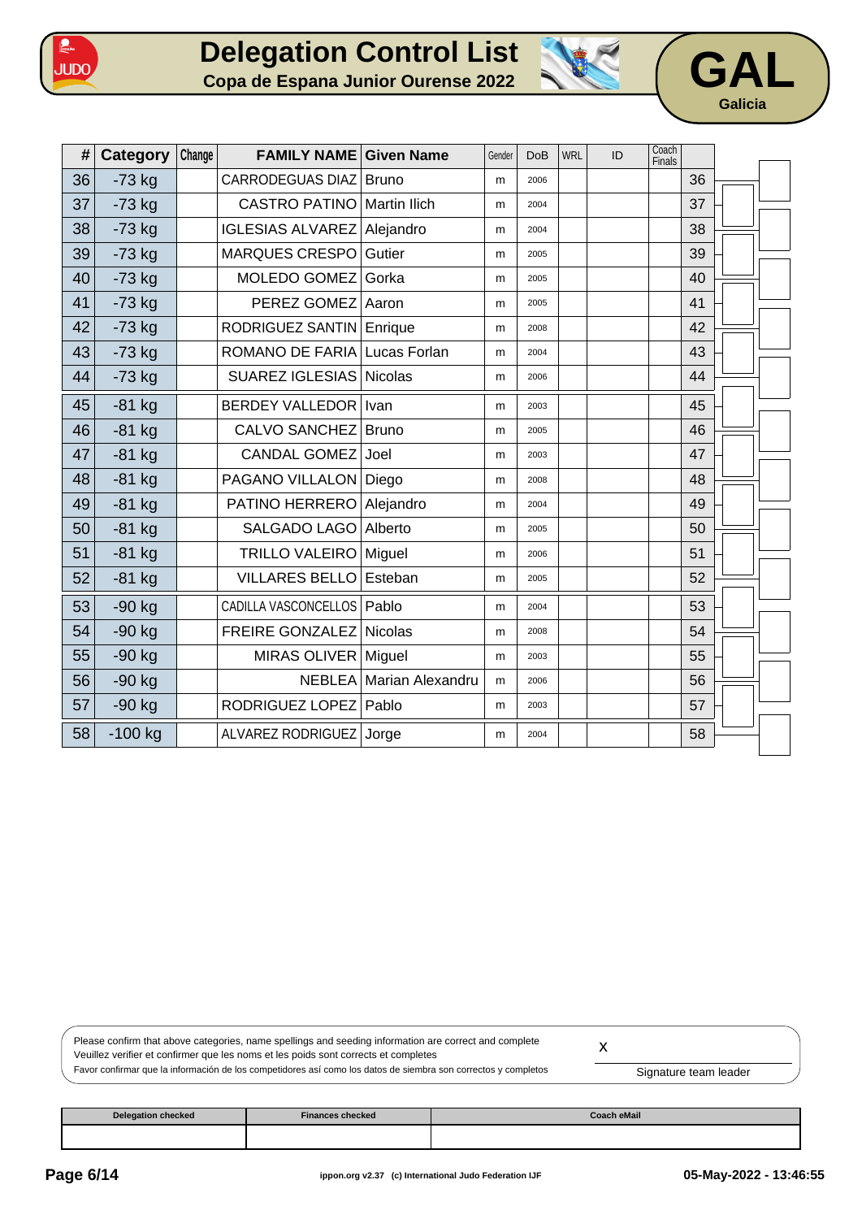# Delegation Control List

**Copa de Espana Junior Ourense 2022**

**GAL**
**Galicia**

| # | Category | Change | FAMILY NAME | Given Name | Gender | DoB | WRL | ID | Coach Finals | |
|---|---|---|---|---|---|---|---|---|---|---|
| 36 | -73 kg | | CARRODEGUAS DIAZ | Bruno | m | 2006 | | | | 36 |
| 37 | -73 kg | | CASTRO PATINO | Martin Ilich | m | 2004 | | | | 37 |
| 38 | -73 kg | | IGLESIAS ALVAREZ | Alejandro | m | 2004 | | | | 38 |
| 39 | -73 kg | | MARQUES CRESPO | Gutier | m | 2005 | | | | 39 |
| 40 | -73 kg | | MOLEDO GOMEZ | Gorka | m | 2005 | | | | 40 |
| 41 | -73 kg | | PEREZ GOMEZ | Aaron | m | 2005 | | | | 41 |
| 42 | -73 kg | | RODRIGUEZ SANTIN | Enrique | m | 2008 | | | | 42 |
| 43 | -73 kg | | ROMANO DE FARIA | Lucas Forlan | m | 2004 | | | | 43 |
| 44 | -73 kg | | SUAREZ IGLESIAS | Nicolas | m | 2006 | | | | 44 |
| 45 | -81 kg | | BERDEY VALLEDOR | Ivan | m | 2003 | | | | 45 |
| 46 | -81 kg | | CALVO SANCHEZ | Bruno | m | 2005 | | | | 46 |
| 47 | -81 kg | | CANDAL GOMEZ | Joel | m | 2003 | | | | 47 |
| 48 | -81 kg | | PAGANO VILLALON | Diego | m | 2008 | | | | 48 |
| 49 | -81 kg | | PATINO HERRERO | Alejandro | m | 2004 | | | | 49 |
| 50 | -81 kg | | SALGADO LAGO | Alberto | m | 2005 | | | | 50 |
| 51 | -81 kg | | TRILLO VALEIRO | Miguel | m | 2006 | | | | 51 |
| 52 | -81 kg | | VILLARES BELLO | Esteban | m | 2005 | | | | 52 |
| 53 | -90 kg | | CADILLA VASCONCELLOS | Pablo | m | 2004 | | | | 53 |
| 54 | -90 kg | | FREIRE GONZALEZ | Nicolas | m | 2008 | | | | 54 |
| 55 | -90 kg | | MIRAS OLIVER | Miguel | m | 2003 | | | | 55 |
| 56 | -90 kg | | NEBLEA | Marian Alexandru | m | 2006 | | | | 56 |
| 57 | -90 kg | | RODRIGUEZ LOPEZ | Pablo | m | 2003 | | | | 57 |
| 58 | -100 kg | | ALVAREZ RODRIGUEZ | Jorge | m | 2004 | | | | 58 |

Please confirm that above categories, name spellings and seeding information are correct and complete
Veuillez verifier et confirmer que les noms et les poids sont corrects et completes
Favor confirmar que la información de los competidores así como los datos de siembra son correctos y completos

x

Signature team leader

| Delegation checked | Finances checked | Coach eMail |
|---|---|---|
| | | |

05-May-2022 - 13:46:55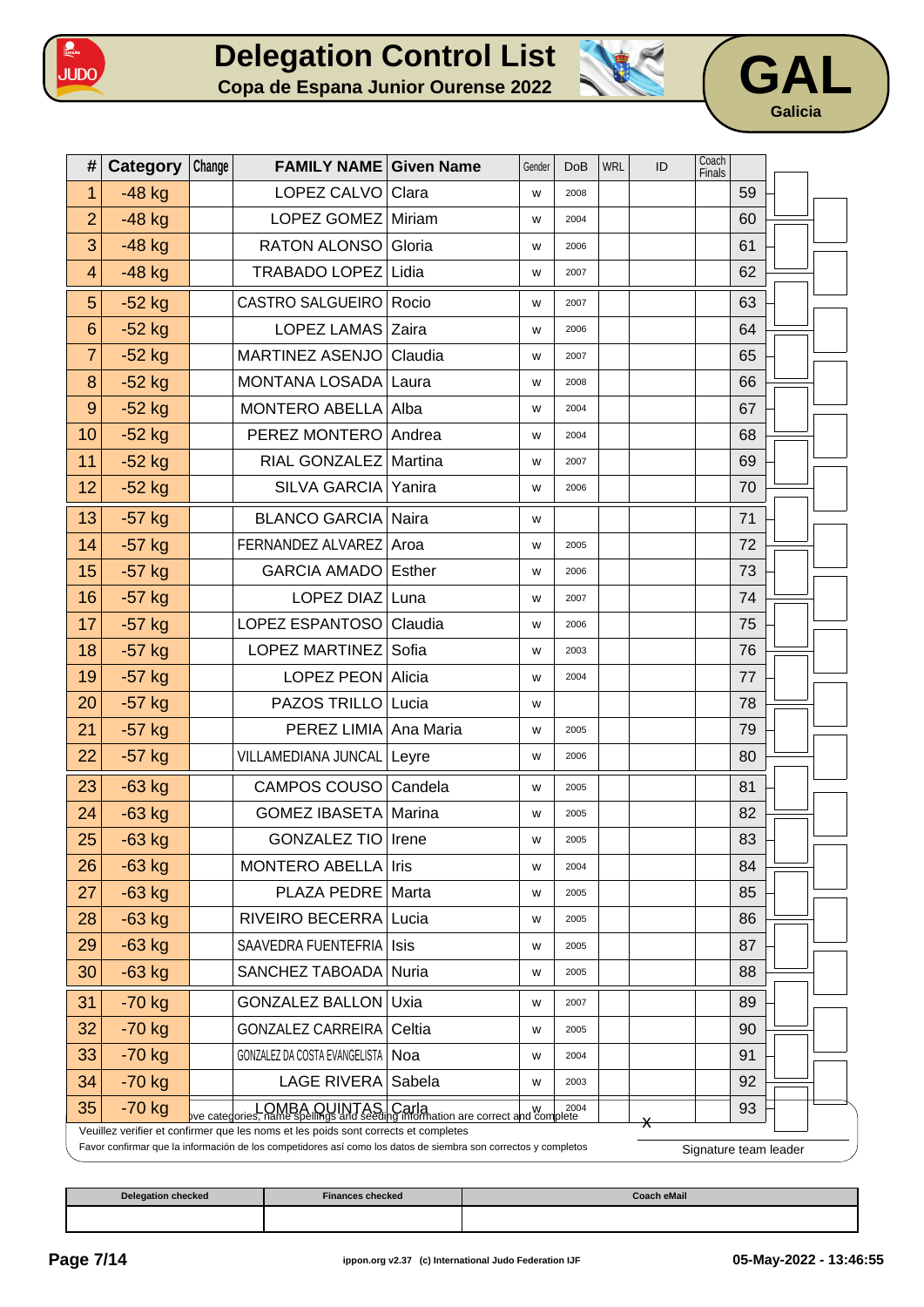# Delegation Control List

**Copa de Espana Junior Ourense 2022**

**GAL**
Galicia

| # | Category | Change | FAMILY NAME | Given Name | Gender | DoB | WRL | ID | Coach Finals | |
|---|---|---|---|---|---|---|---|---|---|---|
| 1 | -48 kg | | LOPEZ CALVO | Clara | w | 2008 | | | | 59 |
| 2 | -48 kg | | LOPEZ GOMEZ | Miriam | w | 2004 | | | | 60 |
| 3 | -48 kg | | RATON ALONSO | Gloria | w | 2006 | | | | 61 |
| 4 | -48 kg | | TRABADO LOPEZ | Lidia | w | 2007 | | | | 62 |
| 5 | -52 kg | | CASTRO SALGUEIRO | Rocio | w | 2007 | | | | 63 |
| 6 | -52 kg | | LOPEZ LAMAS | Zaira | w | 2006 | | | | 64 |
| 7 | -52 kg | | MARTINEZ ASENJO | Claudia | w | 2007 | | | | 65 |
| 8 | -52 kg | | MONTANA LOSADA | Laura | w | 2008 | | | | 66 |
| 9 | -52 kg | | MONTERO ABELLA | Alba | w | 2004 | | | | 67 |
| 10 | -52 kg | | PEREZ MONTERO | Andrea | w | 2004 | | | | 68 |
| 11 | -52 kg | | RIAL GONZALEZ | Martina | w | 2007 | | | | 69 |
| 12 | -52 kg | | SILVA GARCIA | Yanira | w | 2006 | | | | 70 |
| 13 | -57 kg | | BLANCO GARCIA | Naira | w | | | | | 71 |
| 14 | -57 kg | | FERNANDEZ ALVAREZ | Aroa | w | 2005 | | | | 72 |
| 15 | -57 kg | | GARCIA AMADO | Esther | w | 2006 | | | | 73 |
| 16 | -57 kg | | LOPEZ DIAZ | Luna | w | 2007 | | | | 74 |
| 17 | -57 kg | | LOPEZ ESPANTOSO | Claudia | w | 2006 | | | | 75 |
| 18 | -57 kg | | LOPEZ MARTINEZ | Sofia | w | 2003 | | | | 76 |
| 19 | -57 kg | | LOPEZ PEON | Alicia | w | 2004 | | | | 77 |
| 20 | -57 kg | | PAZOS TRILLO | Lucia | w | | | | | 78 |
| 21 | -57 kg | | PEREZ LIMIA | Ana Maria | w | 2005 | | | | 79 |
| 22 | -57 kg | | VILLAMEDIANA JUNCAL | Leyre | w | 2006 | | | | 80 |
| 23 | -63 kg | | CAMPOS COUSO | Candela | w | 2005 | | | | 81 |
| 24 | -63 kg | | GOMEZ IBASETA | Marina | w | 2005 | | | | 82 |
| 25 | -63 kg | | GONZALEZ TIO | Irene | w | 2005 | | | | 83 |
| 26 | -63 kg | | MONTERO ABELLA | Iris | w | 2004 | | | | 84 |
| 27 | -63 kg | | PLAZA PEDRE | Marta | w | 2005 | | | | 85 |
| 28 | -63 kg | | RIVEIRO BECERRA | Lucia | w | 2005 | | | | 86 |
| 29 | -63 kg | | SAAVEDRA FUENTEFRIA | Isis | w | 2005 | | | | 87 |
| 30 | -63 kg | | SANCHEZ TABOADA | Nuria | w | 2005 | | | | 88 |
| 31 | -70 kg | | GONZALEZ BALLON | Uxia | w | 2007 | | | | 89 |
| 32 | -70 kg | | GONZALEZ CARREIRA | Celtia | w | 2005 | | | | 90 |
| 33 | -70 kg | | GONZALEZ DA COSTA EVANGELISTA | Noa | w | 2004 | | | | 91 |
| 34 | -70 kg | | LAGE RIVERA | Sabela | w | 2003 | | | | 92 |
| 35 | -70 kg | | LOMBA QUINTAS | Carla | w | 2004 | | | | 93 |

...ove categories, name spellings and seeding information are correct and complete

Veuillez verifier et confirmer que les noms et les poids sont corrects et completes

Favor confirmar que la información de los competidores así como los datos de siembra son correctos y completos

X

Signature team leader

| Delegation checked | Finances checked | Coach eMail |
|---|---|---|
| | | |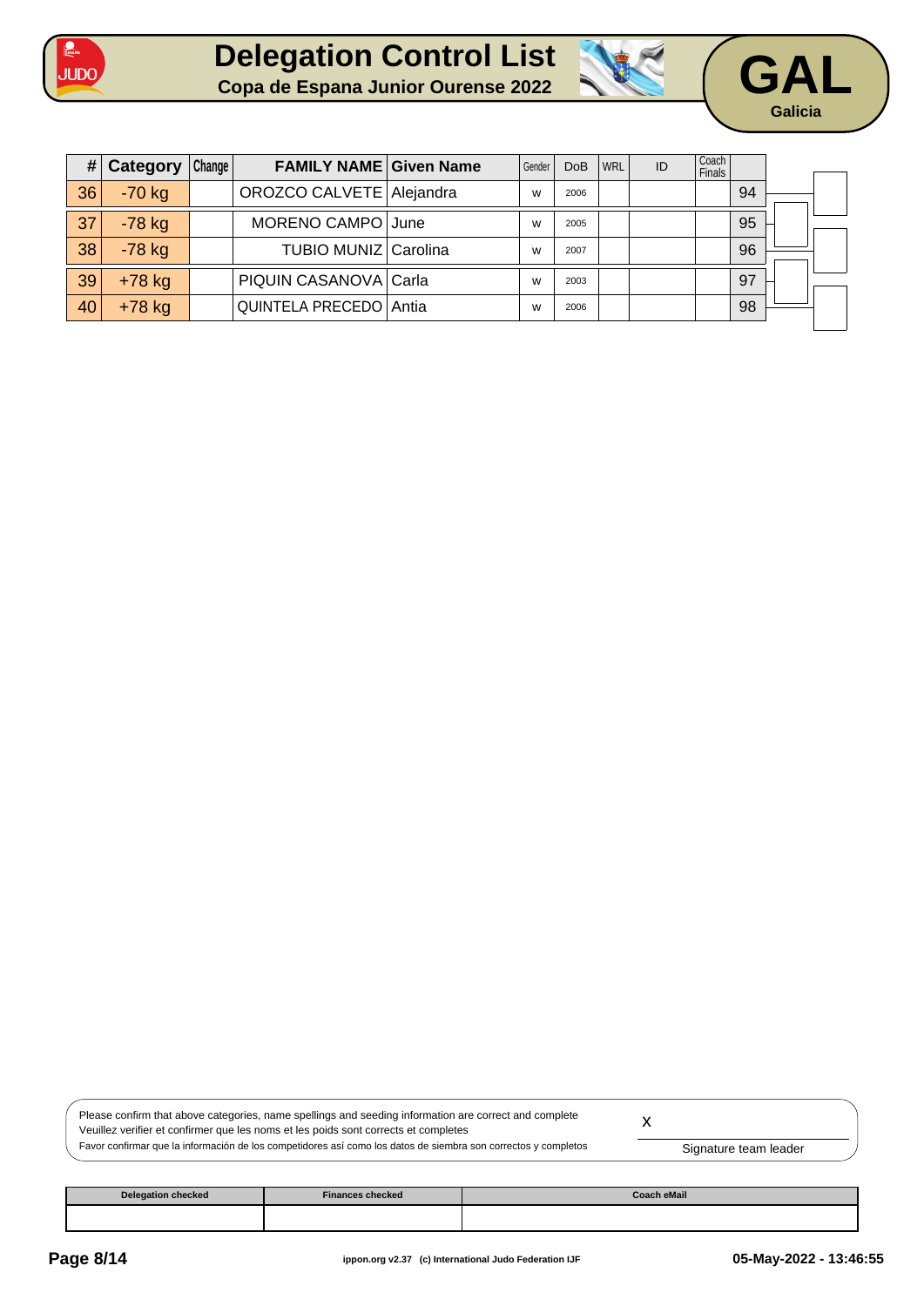# Delegation Control List

**Copa de Espana Junior Ourense 2022**

**GAL**
**Galicia**

| # | Category | Change | FAMILY NAME | Given Name | Gender | DoB | WRL | ID | Coach Finals | |
|---|---|---|---|---|---|---|---|---|---|---|
| 36 | -70 kg | | OROZCO CALVETE | Alejandra | w | 2006 | | | | 94 |
| 37 | -78 kg | | MORENO CAMPO | June | w | 2005 | | | | 95 |
| 38 | -78 kg | | TUBIO MUNIZ | Carolina | w | 2007 | | | | 96 |
| 39 | +78 kg | | PIQUIN CASANOVA | Carla | w | 2003 | | | | 97 |
| 40 | +78 kg | | QUINTELA PRECEDO | Antia | w | 2006 | | | | 98 |

Please confirm that above categories, name spellings and seeding information are correct and complete
Veuillez verifier et confirmer que les noms et les poids sont corrects et completes
Favor confirmar que la información de los competidores así como los datos de siembra son correctos y completos

x

Signature team leader

| Delegation checked | Finances checked | Coach eMail |
|---|---|---|
| | | |

ippon.org v2.37 (c) International Judo Federation IJF

05-May-2022 - 13:46:55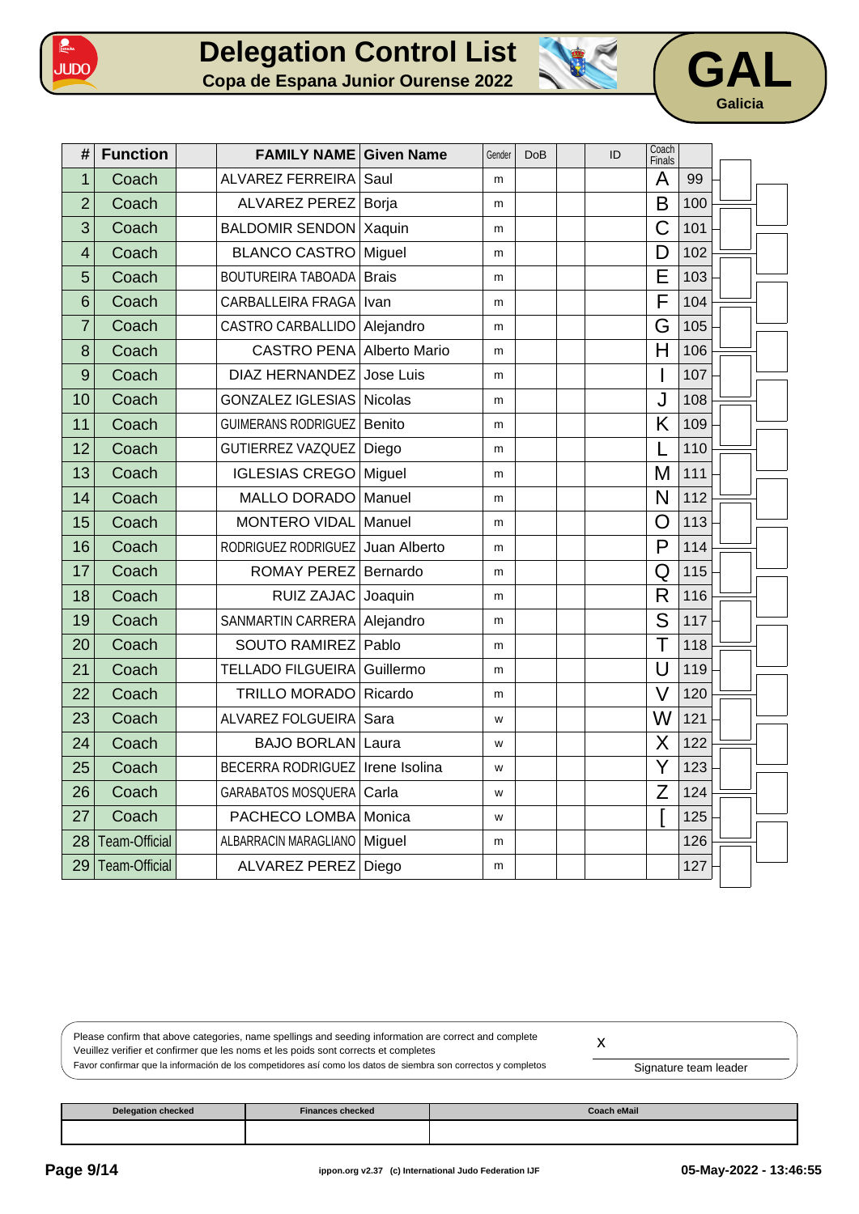# Delegation Control List

**Copa de Espana Junior Ourense 2022**

**GAL**
Galicia

| # | Function | | FAMILY NAME | Given Name | Gender | DoB | | ID | Coach Finals | |
|---|---|---|---|---|---|---|---|---|---|---|
| 1 | Coach | | ALVAREZ FERREIRA | Saul | m | | | | A | 99 |
| 2 | Coach | | ALVAREZ PEREZ | Borja | m | | | | B | 100 |
| 3 | Coach | | BALDOMIR SENDON | Xaquin | m | | | | C | 101 |
| 4 | Coach | | BLANCO CASTRO | Miguel | m | | | | D | 102 |
| 5 | Coach | | BOUTUREIRA TABOADA | Brais | m | | | | E | 103 |
| 6 | Coach | | CARBALLEIRA FRAGA | Ivan | m | | | | F | 104 |
| 7 | Coach | | CASTRO CARBALLIDO | Alejandro | m | | | | G | 105 |
| 8 | Coach | | CASTRO PENA | Alberto Mario | m | | | | H | 106 |
| 9 | Coach | | DIAZ HERNANDEZ | Jose Luis | m | | | | I | 107 |
| 10 | Coach | | GONZALEZ IGLESIAS | Nicolas | m | | | | J | 108 |
| 11 | Coach | | GUIMERANS RODRIGUEZ | Benito | m | | | | K | 109 |
| 12 | Coach | | GUTIERREZ VAZQUEZ | Diego | m | | | | L | 110 |
| 13 | Coach | | IGLESIAS CREGO | Miguel | m | | | | M | 111 |
| 14 | Coach | | MALLO DORADO | Manuel | m | | | | N | 112 |
| 15 | Coach | | MONTERO VIDAL | Manuel | m | | | | O | 113 |
| 16 | Coach | | RODRIGUEZ RODRIGUEZ | Juan Alberto | m | | | | P | 114 |
| 17 | Coach | | ROMAY PEREZ | Bernardo | m | | | | Q | 115 |
| 18 | Coach | | RUIZ ZAJAC | Joaquin | m | | | | R | 116 |
| 19 | Coach | | SANMARTIN CARRERA | Alejandro | m | | | | S | 117 |
| 20 | Coach | | SOUTO RAMIREZ | Pablo | m | | | | T | 118 |
| 21 | Coach | | TELLADO FILGUEIRA | Guillermo | m | | | | U | 119 |
| 22 | Coach | | TRILLO MORADO | Ricardo | m | | | | V | 120 |
| 23 | Coach | | ALVAREZ FOLGUEIRA | Sara | w | | | | W | 121 |
| 24 | Coach | | BAJO BORLAN | Laura | w | | | | X | 122 |
| 25 | Coach | | BECERRA RODRIGUEZ | Irene Isolina | w | | | | Y | 123 |
| 26 | Coach | | GARABATOS MOSQUERA | Carla | w | | | | Z | 124 |
| 27 | Coach | | PACHECO LOMBA | Monica | w | | | | [ | 125 |
| 28 | Team-Official | | ALBARRACIN MARAGLIANO | Miguel | m | | | | | 126 |
| 29 | Team-Official | | ALVAREZ PEREZ | Diego | m | | | | | 127 |

Please confirm that above categories, name spellings and seeding information are correct and complete
Veuillez verifier et confirmer que les noms et les poids sont corrects et completes
Favor confirmar que la información de los competidores así como los datos de siembra son correctos y completos

x

Signature team leader

| Delegation checked | Finances checked | Coach eMail |
|---|---|---|
| | | |

ippon.org v2.37 (c) International Judo Federation IJF

05-May-2022 - 13:46:55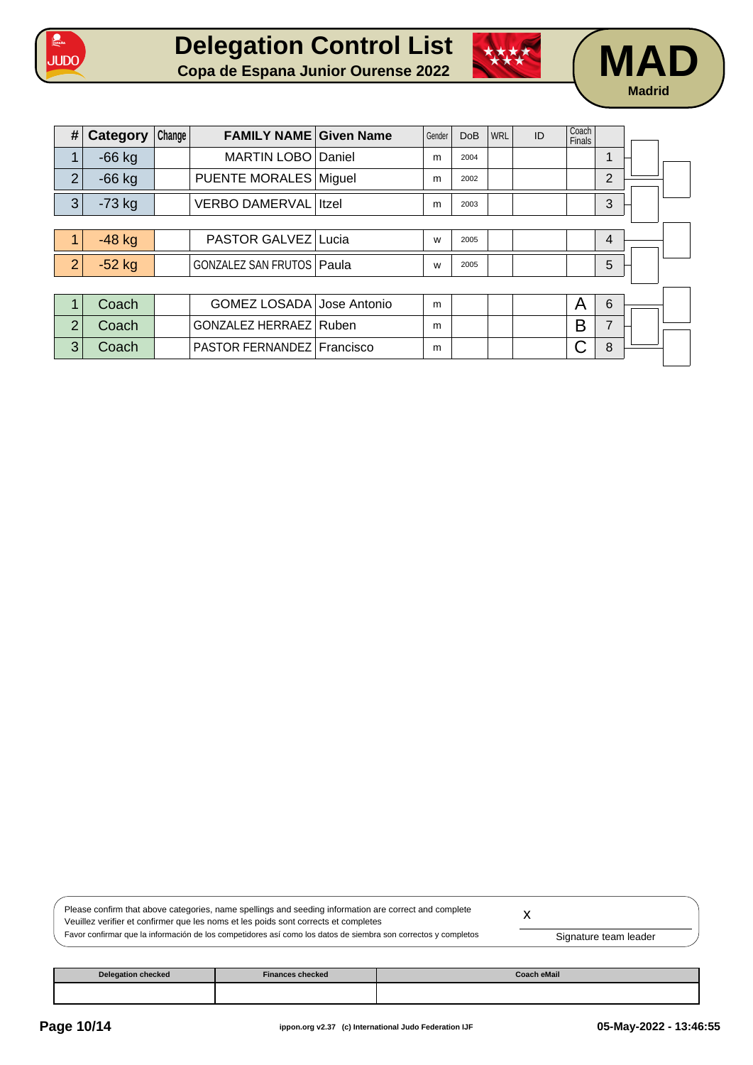# Delegation Control List

**Copa de Espana Junior Ourense 2022**

**MAD**

**Madrid**

| # | Category | Change | FAMILY NAME | Given Name | Gender | DoB | WRL | ID | Coach Finals | |
|---|---|---|---|---|---|---|---|---|---|---|
| 1 | -66 kg | | MARTIN LOBO | Daniel | m | 2004 | | | | 1 |
| 2 | -66 kg | | PUENTE MORALES | Miguel | m | 2002 | | | | 2 |
| 3 | -73 kg | | VERBO DAMERVAL | Itzel | m | 2003 | | | | 3 |
| 1 | -48 kg | | PASTOR GALVEZ | Lucia | w | 2005 | | | | 4 |
| 2 | -52 kg | | GONZALEZ SAN FRUTOS | Paula | w | 2005 | | | | 5 |
| 1 | Coach | | GOMEZ LOSADA | Jose Antonio | m | | | | A | 6 |
| 2 | Coach | | GONZALEZ HERRAEZ | Ruben | m | | | | B | 7 |
| 3 | Coach | | PASTOR FERNANDEZ | Francisco | m | | | | C | 8 |

Please confirm that above categories, name spellings and seeding information are correct and complete
Veuillez verifier et confirmer que les noms et les poids sont corrects et completes
Favor confirmar que la información de los competidores así como los datos de siembra son correctos y completos

x

Signature team leader

| Delegation checked | Finances checked | Coach eMail |
|---|---|---|
| | | |

ippon.org v2.37 (c) International Judo Federation IJF

05-May-2022 - 13:46:55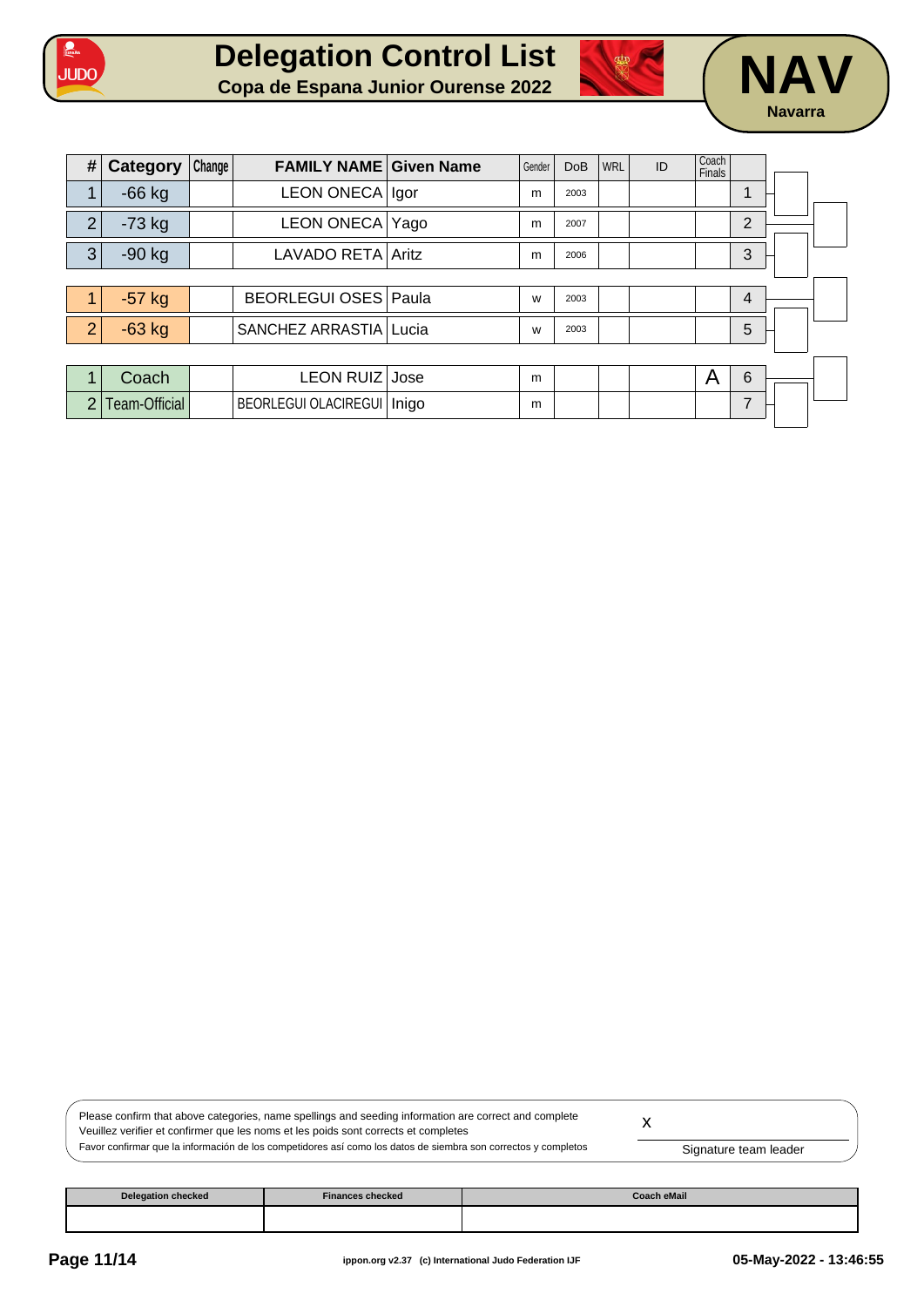# Delegation Control List

**Copa de Espana Junior Ourense 2022**

**NAV**
**Navarra**

| # | Category | Change | FAMILY NAME | Given Name | Gender | DoB | WRL | ID | Coach Finals | |
|---|---|---|---|---|---|---|---|---|---|---|
| 1 | -66 kg | | LEON ONECA | Igor | m | 2003 | | | | 1 |
| 2 | -73 kg | | LEON ONECA | Yago | m | 2007 | | | | 2 |
| 3 | -90 kg | | LAVADO RETA | Aritz | m | 2006 | | | | 3 |
| 1 | -57 kg | | BEORLEGUI OSES | Paula | w | 2003 | | | | 4 |
| 2 | -63 kg | | SANCHEZ ARRASTIA | Lucia | w | 2003 | | | | 5 |
| 1 | Coach | | LEON RUIZ | Jose | m | | | | A | 6 |
| 2 | Team-Official | | BEORLEGUI OLACIREGUI | Inigo | m | | | | | 7 |

Please confirm that above categories, name spellings and seeding information are correct and complete
Veuillez verifier et confirmer que les noms et les poids sont corrects et completes
Favor confirmar que la información de los competidores así como los datos de siembra son correctos y completos

x

Signature team leader

| Delegation checked | Finances checked | Coach eMail |
|---|---|---|
| | | |

ippon.org v2.37 (c) International Judo Federation IJF

05-May-2022 - 13:46:55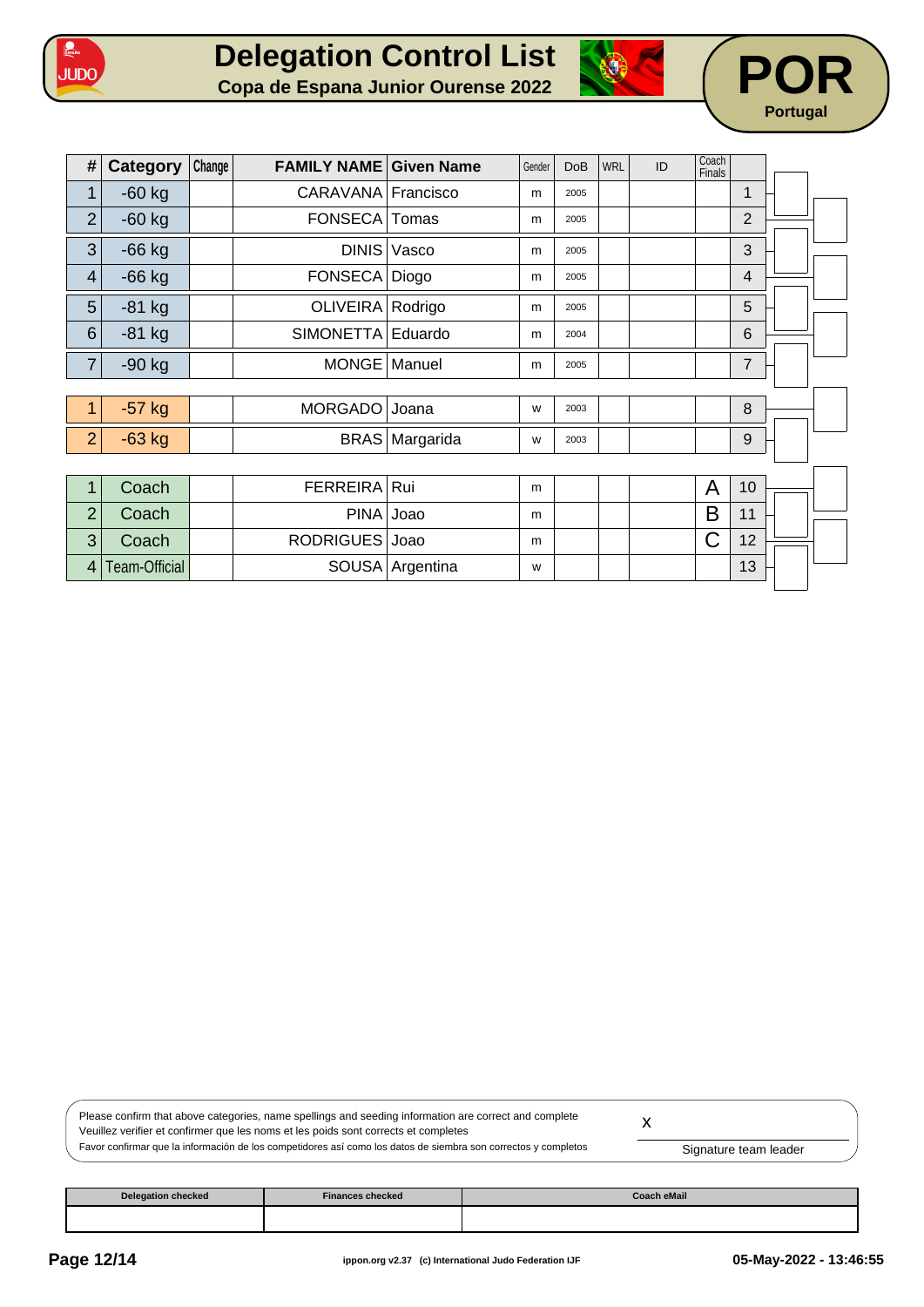# Delegation Control List

**Copa de Espana Junior Ourense 2022**

# POR

**Portugal**

| # | Category | Change | FAMILY NAME | Given Name | Gender | DoB | WRL | ID | Coach Finals | |
|---|---|---|---|---|---|---|---|---|---|---|
| 1 | -60 kg | | CARAVANA | Francisco | m | 2005 | | | | 1 |
| 2 | -60 kg | | FONSECA | Tomas | m | 2005 | | | | 2 |
| 3 | -66 kg | | DINIS | Vasco | m | 2005 | | | | 3 |
| 4 | -66 kg | | FONSECA | Diogo | m | 2005 | | | | 4 |
| 5 | -81 kg | | OLIVEIRA | Rodrigo | m | 2005 | | | | 5 |
| 6 | -81 kg | | SIMONETTA | Eduardo | m | 2004 | | | | 6 |
| 7 | -90 kg | | MONGE | Manuel | m | 2005 | | | | 7 |
| 1 | -57 kg | | MORGADO | Joana | w | 2003 | | | | 8 |
| 2 | -63 kg | | BRAS | Margarida | w | 2003 | | | | 9 |
| 1 | Coach | | FERREIRA | Rui | m | | | | A | 10 |
| 2 | Coach | | PINA | Joao | m | | | | B | 11 |
| 3 | Coach | | RODRIGUES | Joao | m | | | | C | 12 |
| 4 | Team-Official | | SOUSA | Argentina | w | | | | | 13 |

Please confirm that above categories, name spellings and seeding information are correct and complete
Veuillez verifier et confirmer que les noms et les poids sont corrects et completes
Favor confirmar que la información de los competidores así como los datos de siembra son correctos y completos

x

Signature team leader

| Delegation checked | Finances checked | Coach eMail |
|---|---|---|
| | | |

ippon.org v2.37 (c) International Judo Federation IJF

05-May-2022 - 13:46:55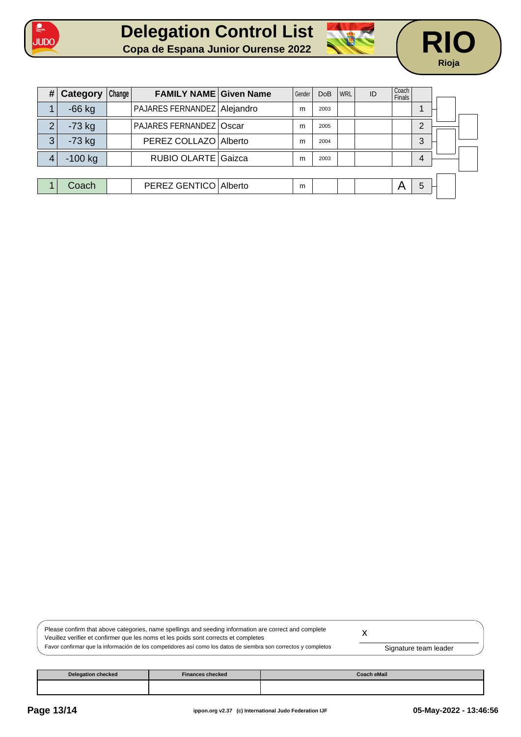# Delegation Control List

**Copa de Espana Junior Ourense 2022**

**RIO**
**Rioja**

| # | Category | Change | FAMILY NAME | Given Name | Gender | DoB | WRL | ID | Coach Finals | |
|---|---|---|---|---|---|---|---|---|---|---|
| 1 | -66 kg | | PAJARES FERNANDEZ | Alejandro | m | 2003 | | | | 1 |
| 2 | -73 kg | | PAJARES FERNANDEZ | Oscar | m | 2005 | | | | 2 |
| 3 | -73 kg | | PEREZ COLLAZO | Alberto | m | 2004 | | | | 3 |
| 4 | -100 kg | | RUBIO OLARTE | Gaizca | m | 2003 | | | | 4 |
| 1 | Coach | | PEREZ GENTICO | Alberto | m | | | | A | 5 |

Please confirm that above categories, name spellings and seeding information are correct and complete
Veuillez verifier et confirmer que les noms et les poids sont corrects et completes
Favor confirmar que la información de los competidores así como los datos de siembra son correctos y completos

x

Signature team leader

| Delegation checked | Finances checked | Coach eMail |
|---|---|---|
| | | |

ippon.org v2.37 (c) International Judo Federation IJF

05-May-2022 - 13:46:56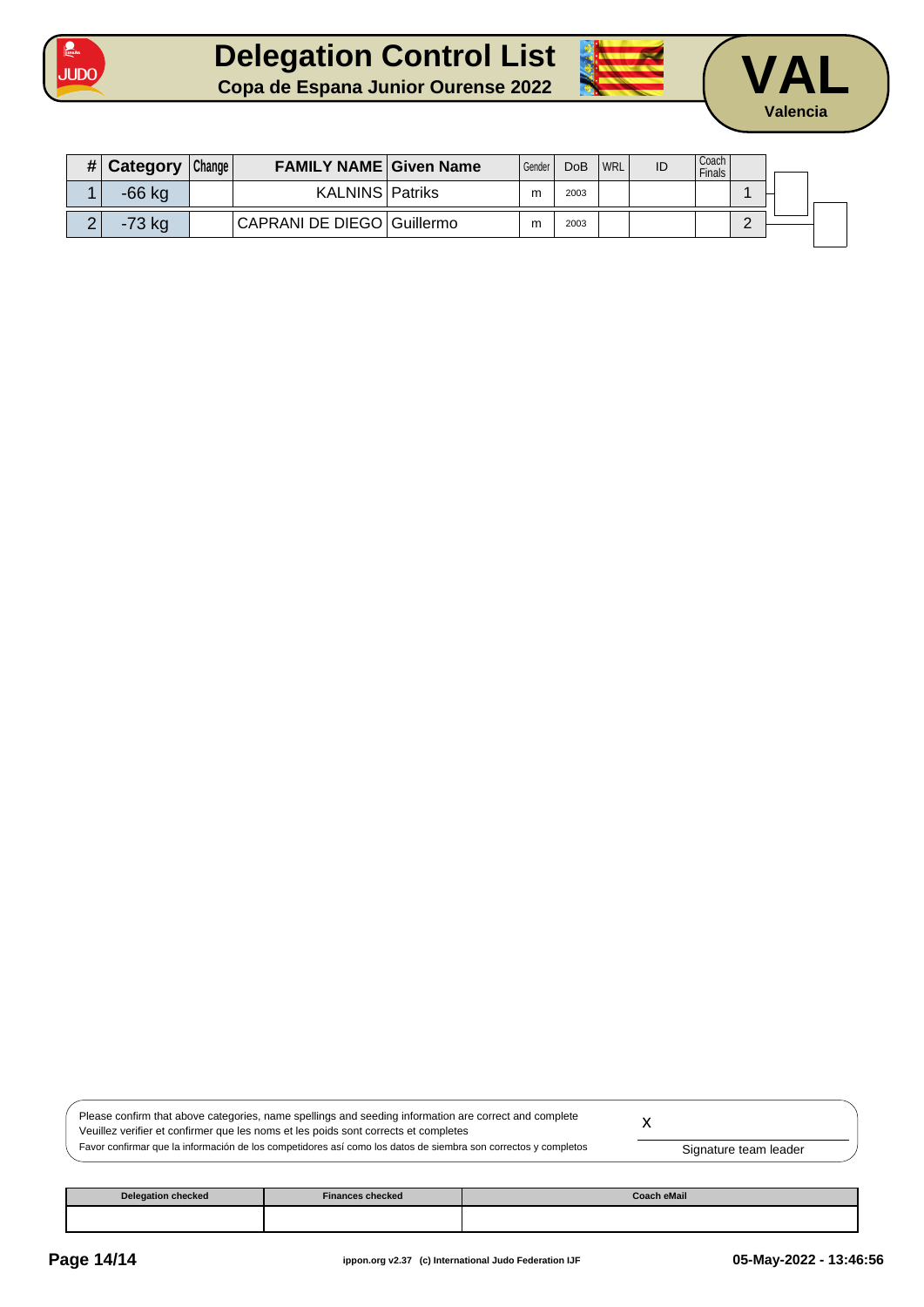# Delegation Control List

**Copa de Espana Junior Ourense 2022**

**VAL**
**Valencia**

| # | Category | Change | FAMILY NAME | Given Name | Gender | DoB | WRL | ID | Coach Finals | |
|---|---|---|---|---|---|---|---|---|---|---|
| 1 | -66 kg | | KALNINS | Patriks | m | 2003 | | | | 1 |
| 2 | -73 kg | | CAPRANI DE DIEGO | Guillermo | m | 2003 | | | | 2 |

Please confirm that above categories, name spellings and seeding information are correct and complete
Veuillez verifier et confirmer que les noms et les poids sont corrects et completes
Favor confirmar que la información de los competidores así como los datos de siembra son correctos y completos

x

Signature team leader

| Delegation checked | Finances checked | Coach eMail |
|---|---|---|
| | | |

ippon.org v2.37 (c) International Judo Federation IJF

05-May-2022 - 13:46:56